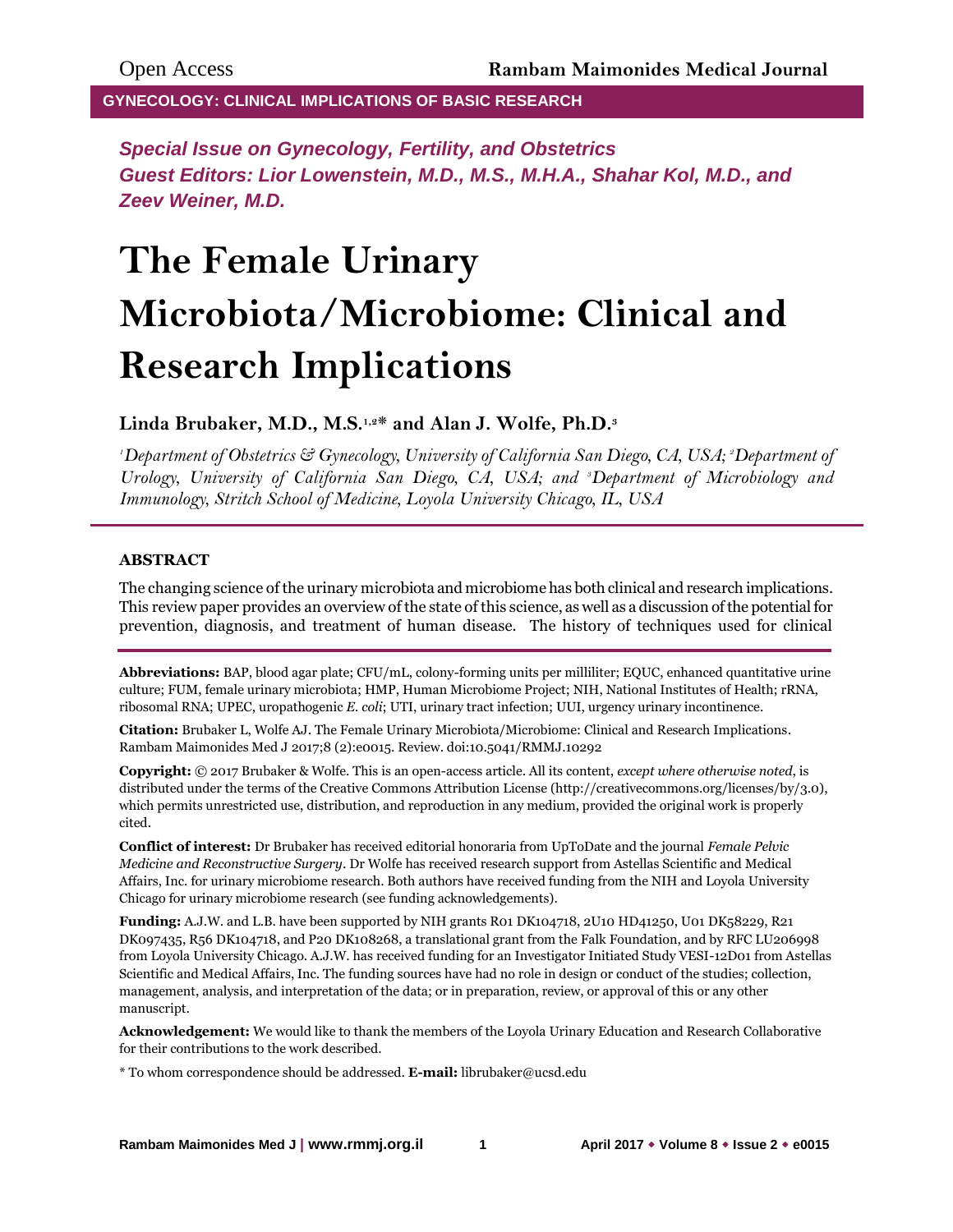Open Access **Rambam Maimonides Medical Journal**

**GYNECOLOGY: CLINICAL IMPLICATIONS OF BASIC RESEARCH**

***Special Issue on Gynecology, Fertility, and Obstetrics***
***Guest Editors: Lior Lowenstein, M.D., M.S., M.H.A., Shahar Kol, M.D., and Zeev Weiner, M.D.***

# The Female Urinary Microbiota/Microbiome: Clinical and Research Implications

**Linda Brubaker, M.D., M.S.[1,2]* and Alan J. Wolfe, Ph.D.[3]**

*[1]Department of Obstetrics & Gynecology, University of California San Diego, CA, USA; [2]Department of Urology, University of California San Diego, CA, USA; and [3]Department of Microbiology and Immunology, Stritch School of Medicine, Loyola University Chicago, IL, USA*

## ABSTRACT

The changing science of the urinary microbiota and microbiome has both clinical and research implications. This review paper provides an overview of the state of this science, as well as a discussion of the potential for prevention, diagnosis, and treatment of human disease. The history of techniques used for clinical

**Abbreviations:** BAP, blood agar plate; CFU/mL, colony-forming units per milliliter; EQUC, enhanced quantitative urine culture; FUM, female urinary microbiota; HMP, Human Microbiome Project; NIH, National Institutes of Health; rRNA, ribosomal RNA; UPEC, uropathogenic *E. coli*; UTI, urinary tract infection; UUI, urgency urinary incontinence.

**Citation:** Brubaker L, Wolfe AJ. The Female Urinary Microbiota/Microbiome: Clinical and Research Implications. Rambam Maimonides Med J 2017;8 (2):e0015. Review. doi:10.5041/RMMJ.10292

**Copyright:** © 2017 Brubaker & Wolfe. This is an open-access article. All its content, *except where otherwise noted*, is distributed under the terms of the Creative Commons Attribution License (http://creativecommons.org/licenses/by/3.0), which permits unrestricted use, distribution, and reproduction in any medium, provided the original work is properly cited.

**Conflict of interest:** Dr Brubaker has received editorial honoraria from UpToDate and the journal *Female Pelvic Medicine and Reconstructive Surgery*. Dr Wolfe has received research support from Astellas Scientific and Medical Affairs, Inc. for urinary microbiome research. Both authors have received funding from the NIH and Loyola University Chicago for urinary microbiome research (see funding acknowledgements).

**Funding:** A.J.W. and L.B. have been supported by NIH grants R01 DK104718, 2U10 HD41250, U01 DK58229, R21 DK097435, R56 DK104718, and P20 DK108268, a translational grant from the Falk Foundation, and by RFC LU206998 from Loyola University Chicago. A.J.W. has received funding for an Investigator Initiated Study VESI-12D01 from Astellas Scientific and Medical Affairs, Inc. The funding sources have had no role in design or conduct of the studies; collection, management, analysis, and interpretation of the data; or in preparation, review, or approval of this or any other manuscript.

**Acknowledgement:** We would like to thank the members of the Loyola Urinary Education and Research Collaborative for their contributions to the work described.

\* To whom correspondence should be addressed. **E-mail:** librubaker@ucsd.edu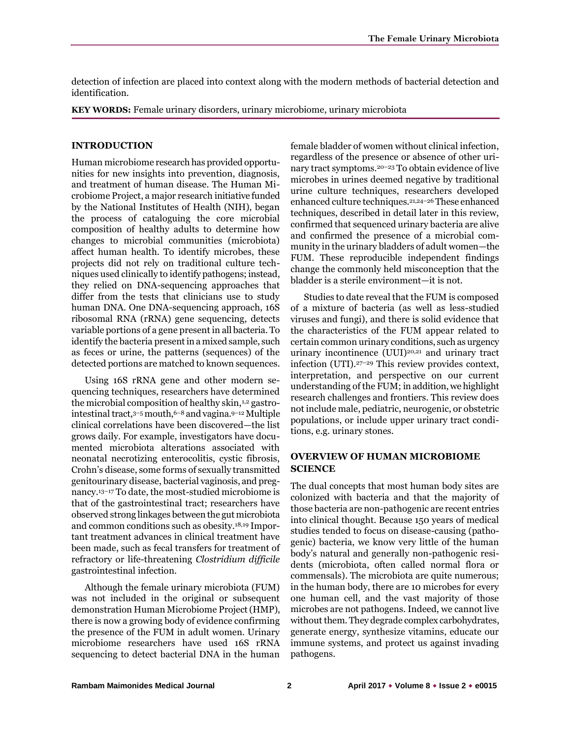detection of infection are placed into context along with the modern methods of bacterial detection and identification.

**KEY WORDS:** Female urinary disorders, urinary microbiome, urinary microbiota

## INTRODUCTION

Human microbiome research has provided opportunities for new insights into prevention, diagnosis, and treatment of human disease. The Human Microbiome Project, a major research initiative funded by the National Institutes of Health (NIH), began the process of cataloguing the core microbial composition of healthy adults to determine how changes to microbial communities (microbiota) affect human health. To identify microbes, these projects did not rely on traditional culture techniques used clinically to identify pathogens; instead, they relied on DNA-sequencing approaches that differ from the tests that clinicians use to study human DNA. One DNA-sequencing approach, 16S ribosomal RNA (rRNA) gene sequencing, detects variable portions of a gene present in all bacteria. To identify the bacteria present in a mixed sample, such as feces or urine, the patterns (sequences) of the detected portions are matched to known sequences.

Using 16S rRNA gene and other modern sequencing techniques, researchers have determined the microbial composition of healthy skin,[1,2] gastrointestinal tract,[3–5] mouth,[6–8] and vagina.[9–12] Multiple clinical correlations have been discovered—the list grows daily. For example, investigators have documented microbiota alterations associated with neonatal necrotizing enterocolitis, cystic fibrosis, Crohn's disease, some forms of sexually transmitted genitourinary disease, bacterial vaginosis, and pregnancy.[13–17] To date, the most-studied microbiome is that of the gastrointestinal tract; researchers have observed strong linkages between the gut microbiota and common conditions such as obesity.[18,19] Important treatment advances in clinical treatment have been made, such as fecal transfers for treatment of refractory or life-threatening *Clostridium difficile* gastrointestinal infection.

Although the female urinary microbiota (FUM) was not included in the original or subsequent demonstration Human Microbiome Project (HMP), there is now a growing body of evidence confirming the presence of the FUM in adult women. Urinary microbiome researchers have used 16S rRNA sequencing to detect bacterial DNA in the human female bladder of women without clinical infection, regardless of the presence or absence of other urinary tract symptoms.[20–23] To obtain evidence of live microbes in urines deemed negative by traditional urine culture techniques, researchers developed enhanced culture techniques.[21,24–26] These enhanced techniques, described in detail later in this review, confirmed that sequenced urinary bacteria are alive and confirmed the presence of a microbial community in the urinary bladders of adult women—the FUM. These reproducible independent findings change the commonly held misconception that the bladder is a sterile environment—it is not.

Studies to date reveal that the FUM is composed of a mixture of bacteria (as well as less-studied viruses and fungi), and there is solid evidence that the characteristics of the FUM appear related to certain common urinary conditions, such as urgency urinary incontinence (UUI)[20,21] and urinary tract infection (UTI).[27–29] This review provides context, interpretation, and perspective on our current understanding of the FUM; in addition, we highlight research challenges and frontiers. This review does not include male, pediatric, neurogenic, or obstetric populations, or include upper urinary tract conditions, e.g. urinary stones.

## OVERVIEW OF HUMAN MICROBIOME SCIENCE

The dual concepts that most human body sites are colonized with bacteria and that the majority of those bacteria are non-pathogenic are recent entries into clinical thought. Because 150 years of medical studies tended to focus on disease-causing (pathogenic) bacteria, we know very little of the human body's natural and generally non-pathogenic residents (microbiota, often called normal flora or commensals). The microbiota are quite numerous; in the human body, there are 10 microbes for every one human cell, and the vast majority of those microbes are not pathogens. Indeed, we cannot live without them. They degrade complex carbohydrates, generate energy, synthesize vitamins, educate our immune systems, and protect us against invading pathogens.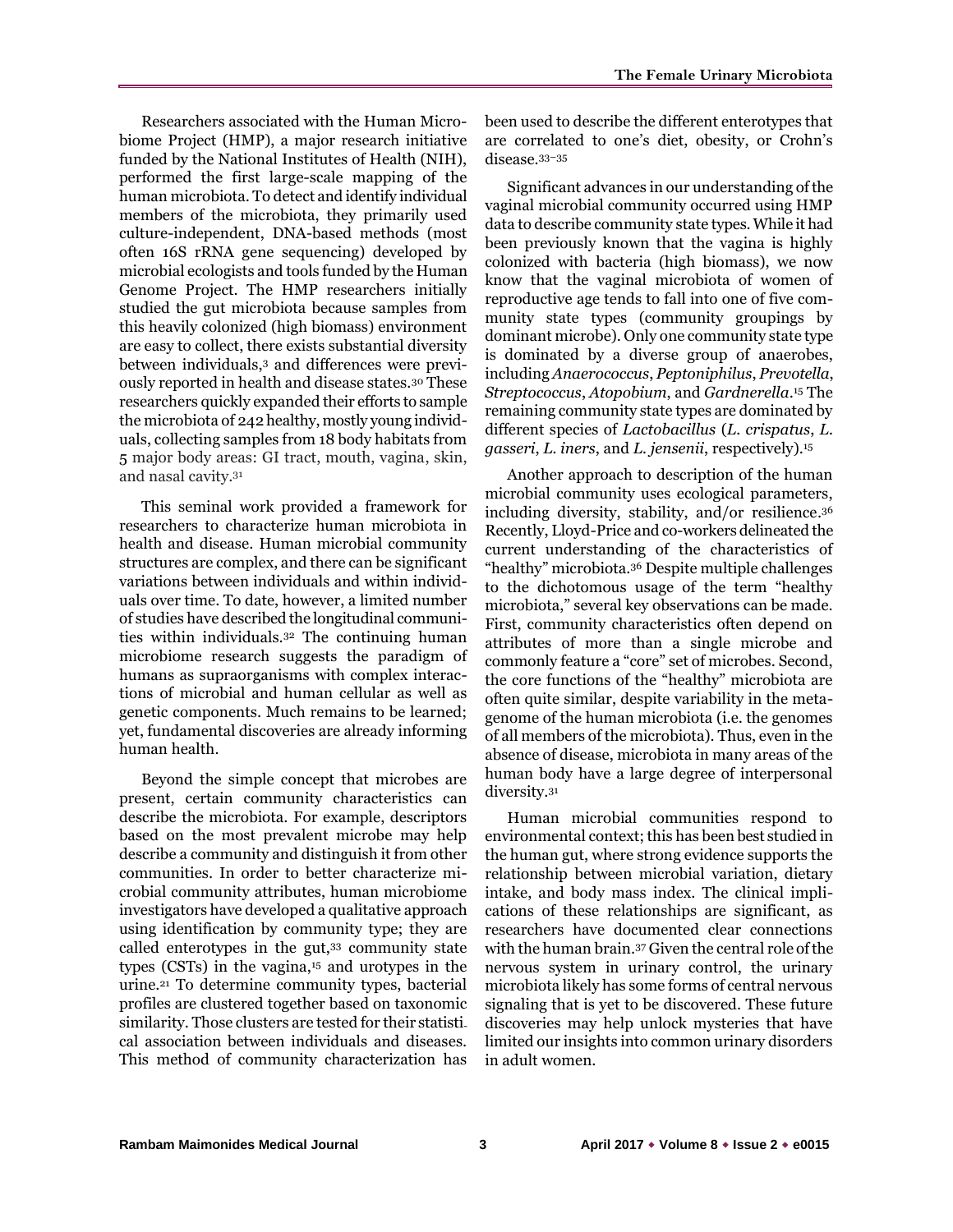Researchers associated with the Human Microbiome Project (HMP), a major research initiative funded by the National Institutes of Health (NIH), performed the first large-scale mapping of the human microbiota. To detect and identify individual members of the microbiota, they primarily used culture-independent, DNA-based methods (most often 16S rRNA gene sequencing) developed by microbial ecologists and tools funded by the Human Genome Project. The HMP researchers initially studied the gut microbiota because samples from this heavily colonized (high biomass) environment are easy to collect, there exists substantial diversity between individuals,[3] and differences were previously reported in health and disease states.[30] These researchers quickly expanded their efforts to sample the microbiota of 242 healthy, mostly young individuals, collecting samples from 18 body habitats from 5 major body areas: GI tract, mouth, vagina, skin, and nasal cavity.[31]

This seminal work provided a framework for researchers to characterize human microbiota in health and disease. Human microbial community structures are complex, and there can be significant variations between individuals and within individuals over time. To date, however, a limited number of studies have described the longitudinal communities within individuals.[32] The continuing human microbiome research suggests the paradigm of humans as supraorganisms with complex interactions of microbial and human cellular as well as genetic components. Much remains to be learned; yet, fundamental discoveries are already informing human health.

Beyond the simple concept that microbes are present, certain community characteristics can describe the microbiota. For example, descriptors based on the most prevalent microbe may help describe a community and distinguish it from other communities. In order to better characterize microbial community attributes, human microbiome investigators have developed a qualitative approach using identification by community type; they are called enterotypes in the gut,[33] community state types (CSTs) in the vagina,[15] and urotypes in the urine.[21] To determine community types, bacterial profiles are clustered together based on taxonomic similarity. Those clusters are tested for their statistical association between individuals and diseases. This method of community characterization has been used to describe the different enterotypes that are correlated to one's diet, obesity, or Crohn's disease.[33–35]

Significant advances in our understanding of the vaginal microbial community occurred using HMP data to describe community state types. While it had been previously known that the vagina is highly colonized with bacteria (high biomass), we now know that the vaginal microbiota of women of reproductive age tends to fall into one of five community state types (community groupings by dominant microbe). Only one community state type is dominated by a diverse group of anaerobes, including *Anaerococcus*, *Peptoniphilus*, *Prevotella*, *Streptococcus*, *Atopobium*, and *Gardnerella*.[15] The remaining community state types are dominated by different species of *Lactobacillus* (*L. crispatus*, *L. gasseri*, *L. iners*, and *L. jensenii*, respectively).[15]

Another approach to description of the human microbial community uses ecological parameters, including diversity, stability, and/or resilience.[36] Recently, Lloyd-Price and co-workers delineated the current understanding of the characteristics of "healthy" microbiota.[36] Despite multiple challenges to the dichotomous usage of the term "healthy microbiota," several key observations can be made. First, community characteristics often depend on attributes of more than a single microbe and commonly feature a "core" set of microbes. Second, the core functions of the "healthy" microbiota are often quite similar, despite variability in the metagenome of the human microbiota (i.e. the genomes of all members of the microbiota). Thus, even in the absence of disease, microbiota in many areas of the human body have a large degree of interpersonal diversity.[31]

Human microbial communities respond to environmental context; this has been best studied in the human gut, where strong evidence supports the relationship between microbial variation, dietary intake, and body mass index. The clinical implications of these relationships are significant, as researchers have documented clear connections with the human brain.[37] Given the central role of the nervous system in urinary control, the urinary microbiota likely has some forms of central nervous signaling that is yet to be discovered. These future discoveries may help unlock mysteries that have limited our insights into common urinary disorders in adult women.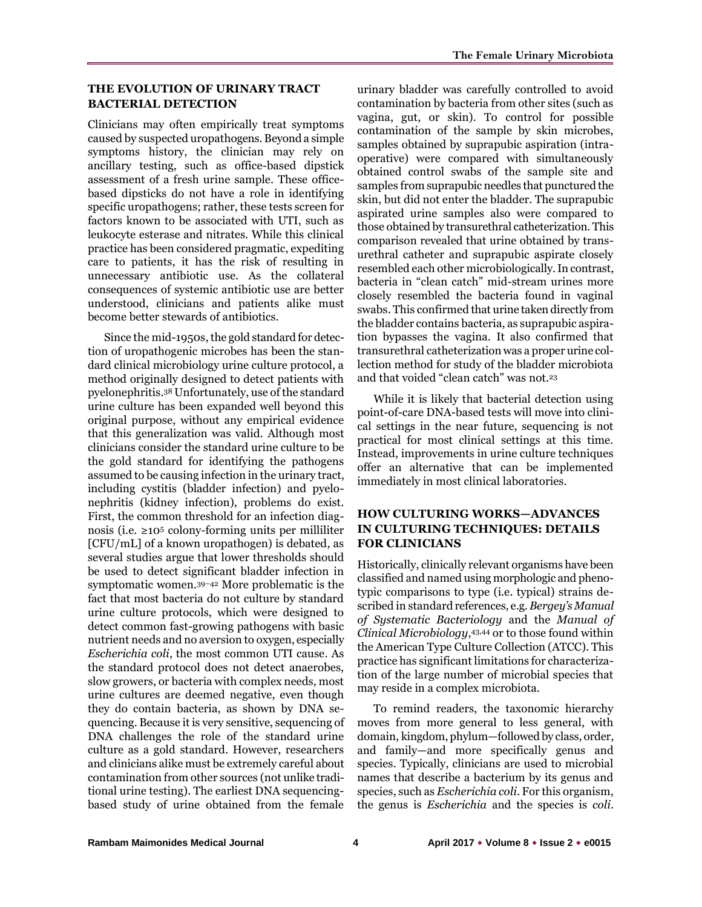## THE EVOLUTION OF URINARY TRACT BACTERIAL DETECTION

Clinicians may often empirically treat symptoms caused by suspected uropathogens. Beyond a simple symptoms history, the clinician may rely on ancillary testing, such as office-based dipstick assessment of a fresh urine sample. These office-based dipsticks do not have a role in identifying specific uropathogens; rather, these tests screen for factors known to be associated with UTI, such as leukocyte esterase and nitrates. While this clinical practice has been considered pragmatic, expediting care to patients, it has the risk of resulting in unnecessary antibiotic use. As the collateral consequences of systemic antibiotic use are better understood, clinicians and patients alike must become better stewards of antibiotics.

Since the mid-1950s, the gold standard for detection of uropathogenic microbes has been the standard clinical microbiology urine culture protocol, a method originally designed to detect patients with pyelonephritis.[38] Unfortunately, use of the standard urine culture has been expanded well beyond this original purpose, without any empirical evidence that this generalization was valid. Although most clinicians consider the standard urine culture to be the gold standard for identifying the pathogens assumed to be causing infection in the urinary tract, including cystitis (bladder infection) and pyelonephritis (kidney infection), problems do exist. First, the common threshold for an infection diagnosis (i.e. $\geq 10^5$ colony-forming units per milliliter [CFU/mL] of a known uropathogen) is debated, as several studies argue that lower thresholds should be used to detect significant bladder infection in symptomatic women.[39–42] More problematic is the fact that most bacteria do not culture by standard urine culture protocols, which were designed to detect common fast-growing pathogens with basic nutrient needs and no aversion to oxygen, especially *Escherichia coli*, the most common UTI cause. As the standard protocol does not detect anaerobes, slow growers, or bacteria with complex needs, most urine cultures are deemed negative, even though they do contain bacteria, as shown by DNA sequencing. Because it is very sensitive, sequencing of DNA challenges the role of the standard urine culture as a gold standard. However, researchers and clinicians alike must be extremely careful about contamination from other sources (not unlike traditional urine testing). The earliest DNA sequencing-based study of urine obtained from the female urinary bladder was carefully controlled to avoid contamination by bacteria from other sites (such as vagina, gut, or skin). To control for possible contamination of the sample by skin microbes, samples obtained by suprapubic aspiration (intra-operative) were compared with simultaneously obtained control swabs of the sample site and samples from suprapubic needles that punctured the skin, but did not enter the bladder. The suprapubic aspirated urine samples also were compared to those obtained by transurethral catheterization. This comparison revealed that urine obtained by transurethral catheter and suprapubic aspirate closely resembled each other microbiologically. In contrast, bacteria in "clean catch" mid-stream urines more closely resembled the bacteria found in vaginal swabs. This confirmed that urine taken directly from the bladder contains bacteria, as suprapubic aspiration bypasses the vagina. It also confirmed that transurethral catheterization was a proper urine collection method for study of the bladder microbiota and that voided "clean catch" was not.[23]

While it is likely that bacterial detection using point-of-care DNA-based tests will move into clinical settings in the near future, sequencing is not practical for most clinical settings at this time. Instead, improvements in urine culture techniques offer an alternative that can be implemented immediately in most clinical laboratories.

## HOW CULTURING WORKS—ADVANCES IN CULTURING TECHNIQUES: DETAILS FOR CLINICIANS

Historically, clinically relevant organisms have been classified and named using morphologic and phenotypic comparisons to type (i.e. typical) strains described in standard references, e.g. *Bergey's Manual of Systematic Bacteriology* and the *Manual of Clinical Microbiology*,[43,44] or to those found within the American Type Culture Collection (ATCC). This practice has significant limitations for characterization of the large number of microbial species that may reside in a complex microbiota.

To remind readers, the taxonomic hierarchy moves from more general to less general, with domain, kingdom, phylum—followed by class, order, and family—and more specifically genus and species. Typically, clinicians are used to microbial names that describe a bacterium by its genus and species, such as *Escherichia coli*. For this organism, the genus is *Escherichia* and the species is *coli*.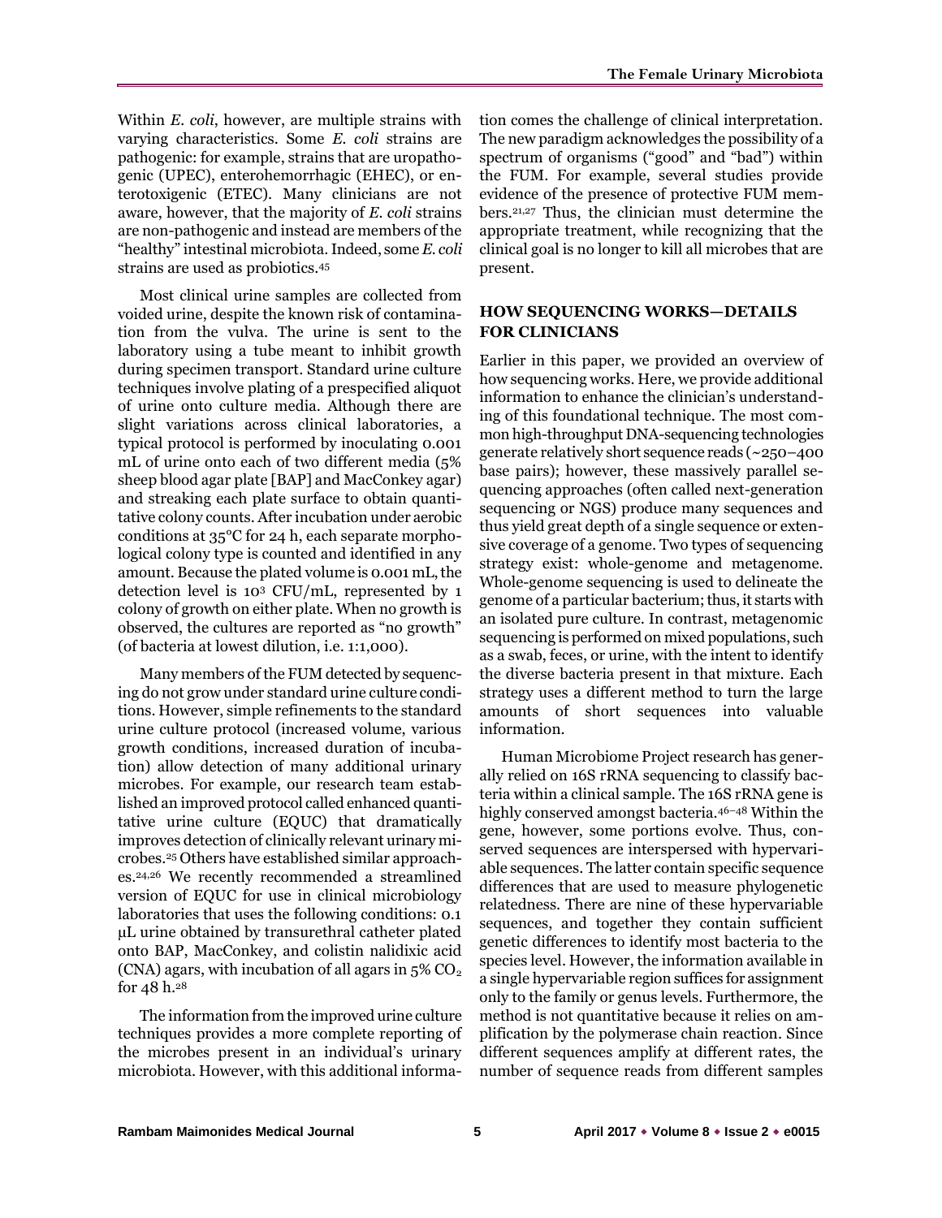Within *E. coli*, however, are multiple strains with varying characteristics. Some *E. coli* strains are pathogenic: for example, strains that are uropathogenic (UPEC), enterohemorrhagic (EHEC), or enterotoxigenic (ETEC). Many clinicians are not aware, however, that the majority of *E. coli* strains are non-pathogenic and instead are members of the "healthy" intestinal microbiota. Indeed, some *E. coli* strains are used as probiotics.[45]

Most clinical urine samples are collected from voided urine, despite the known risk of contamination from the vulva. The urine is sent to the laboratory using a tube meant to inhibit growth during specimen transport. Standard urine culture techniques involve plating of a prespecified aliquot of urine onto culture media. Although there are slight variations across clinical laboratories, a typical protocol is performed by inoculating 0.001 mL of urine onto each of two different media (5% sheep blood agar plate [BAP] and MacConkey agar) and streaking each plate surface to obtain quantitative colony counts. After incubation under aerobic conditions at 35°C for 24 h, each separate morphological colony type is counted and identified in any amount. Because the plated volume is 0.001 mL, the detection level is $10^3$ CFU/mL, represented by 1 colony of growth on either plate. When no growth is observed, the cultures are reported as "no growth" (of bacteria at lowest dilution, i.e. 1:1,000).

Many members of the FUM detected by sequencing do not grow under standard urine culture conditions. However, simple refinements to the standard urine culture protocol (increased volume, various growth conditions, increased duration of incubation) allow detection of many additional urinary microbes. For example, our research team established an improved protocol called enhanced quantitative urine culture (EQUC) that dramatically improves detection of clinically relevant urinary microbes.[25] Others have established similar approaches.[24,26] We recently recommended a streamlined version of EQUC for use in clinical microbiology laboratories that uses the following conditions: 0.1 μL urine obtained by transurethral catheter plated onto BAP, MacConkey, and colistin nalidixic acid (CNA) agars, with incubation of all agars in 5% $CO_2$ for 48 h.[28]

The information from the improved urine culture techniques provides a more complete reporting of the microbes present in an individual's urinary microbiota. However, with this additional information comes the challenge of clinical interpretation. The new paradigm acknowledges the possibility of a spectrum of organisms ("good" and "bad") within the FUM. For example, several studies provide evidence of the presence of protective FUM members.[21,27] Thus, the clinician must determine the appropriate treatment, while recognizing that the clinical goal is no longer to kill all microbes that are present.

## HOW SEQUENCING WORKS—DETAILS FOR CLINICIANS

Earlier in this paper, we provided an overview of how sequencing works. Here, we provide additional information to enhance the clinician's understanding of this foundational technique. The most common high-throughput DNA-sequencing technologies generate relatively short sequence reads (~250–400 base pairs); however, these massively parallel sequencing approaches (often called next-generation sequencing or NGS) produce many sequences and thus yield great depth of a single sequence or extensive coverage of a genome. Two types of sequencing strategy exist: whole-genome and metagenome. Whole-genome sequencing is used to delineate the genome of a particular bacterium; thus, it starts with an isolated pure culture. In contrast, metagenomic sequencing is performed on mixed populations, such as a swab, feces, or urine, with the intent to identify the diverse bacteria present in that mixture. Each strategy uses a different method to turn the large amounts of short sequences into valuable information.

Human Microbiome Project research has generally relied on 16S rRNA sequencing to classify bacteria within a clinical sample. The 16S rRNA gene is highly conserved amongst bacteria.[46–48] Within the gene, however, some portions evolve. Thus, conserved sequences are interspersed with hypervariable sequences. The latter contain specific sequence differences that are used to measure phylogenetic relatedness. There are nine of these hypervariable sequences, and together they contain sufficient genetic differences to identify most bacteria to the species level. However, the information available in a single hypervariable region suffices for assignment only to the family or genus levels. Furthermore, the method is not quantitative because it relies on amplification by the polymerase chain reaction. Since different sequences amplify at different rates, the number of sequence reads from different samples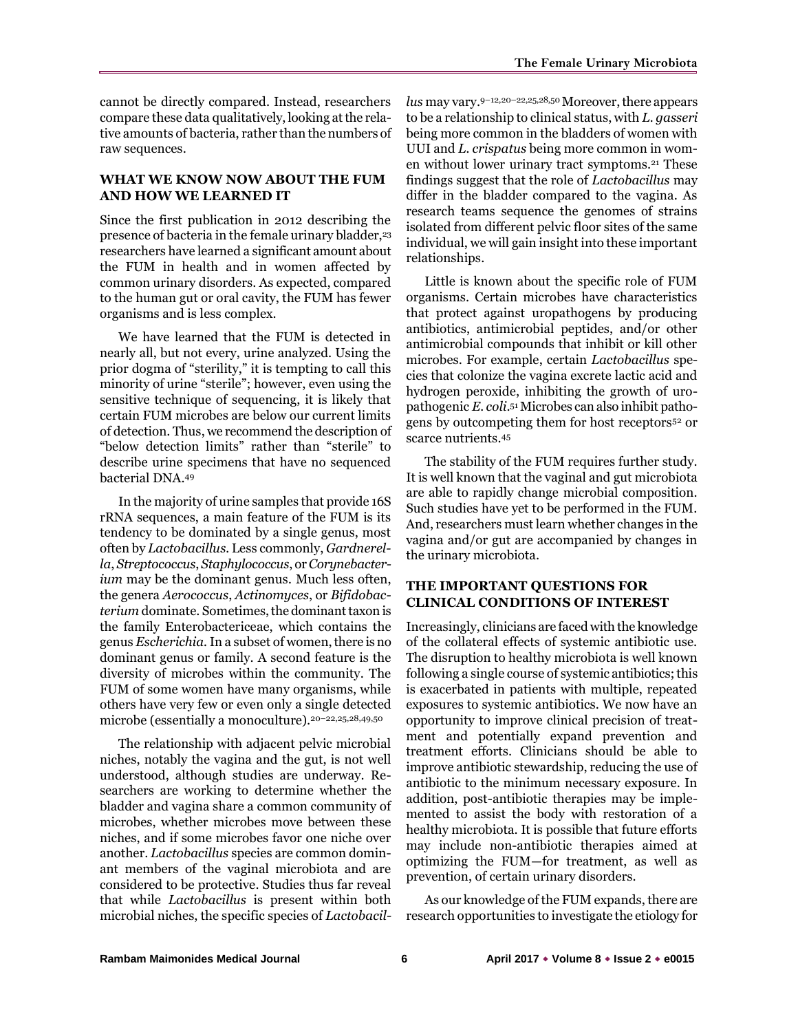cannot be directly compared. Instead, researchers compare these data qualitatively, looking at the relative amounts of bacteria, rather than the numbers of raw sequences.

## WHAT WE KNOW NOW ABOUT THE FUM AND HOW WE LEARNED IT

Since the first publication in 2012 describing the presence of bacteria in the female urinary bladder,[23] researchers have learned a significant amount about the FUM in health and in women affected by common urinary disorders. As expected, compared to the human gut or oral cavity, the FUM has fewer organisms and is less complex.

We have learned that the FUM is detected in nearly all, but not every, urine analyzed. Using the prior dogma of "sterility," it is tempting to call this minority of urine "sterile"; however, even using the sensitive technique of sequencing, it is likely that certain FUM microbes are below our current limits of detection. Thus, we recommend the description of "below detection limits" rather than "sterile" to describe urine specimens that have no sequenced bacterial DNA.[49]

In the majority of urine samples that provide 16S rRNA sequences, a main feature of the FUM is its tendency to be dominated by a single genus, most often by *Lactobacillus*. Less commonly, *Gardnerella*, *Streptococcus*, *Staphylococcus*, or *Corynebacterium* may be the dominant genus. Much less often, the genera *Aerococcus*, *Actinomyces*, or *Bifidobacterium* dominate. Sometimes, the dominant taxon is the family Enterobactericeae, which contains the genus *Escherichia*. In a subset of women, there is no dominant genus or family. A second feature is the diversity of microbes within the community. The FUM of some women have many organisms, while others have very few or even only a single detected microbe (essentially a monoculture).[20–22,25,28,49,50]

The relationship with adjacent pelvic microbial niches, notably the vagina and the gut, is not well understood, although studies are underway. Researchers are working to determine whether the bladder and vagina share a common community of microbes, whether microbes move between these niches, and if some microbes favor one niche over another. *Lactobacillus* species are common dominant members of the vaginal microbiota and are considered to be protective. Studies thus far reveal that while *Lactobacillus* is present within both microbial niches, the specific species of *Lactobacillus* may vary.[9–12,20–22,25,28,50] Moreover, there appears to be a relationship to clinical status, with *L. gasseri* being more common in the bladders of women with UUI and *L. crispatus* being more common in women without lower urinary tract symptoms.[21] These findings suggest that the role of *Lactobacillus* may differ in the bladder compared to the vagina. As research teams sequence the genomes of strains isolated from different pelvic floor sites of the same individual, we will gain insight into these important relationships.

Little is known about the specific role of FUM organisms. Certain microbes have characteristics that protect against uropathogens by producing antibiotics, antimicrobial peptides, and/or other antimicrobial compounds that inhibit or kill other microbes. For example, certain *Lactobacillus* species that colonize the vagina excrete lactic acid and hydrogen peroxide, inhibiting the growth of uropathogenic *E. coli*.[51] Microbes can also inhibit pathogens by outcompeting them for host receptors[52] or scarce nutrients.[45]

The stability of the FUM requires further study. It is well known that the vaginal and gut microbiota are able to rapidly change microbial composition. Such studies have yet to be performed in the FUM. And, researchers must learn whether changes in the vagina and/or gut are accompanied by changes in the urinary microbiota.

## THE IMPORTANT QUESTIONS FOR CLINICAL CONDITIONS OF INTEREST

Increasingly, clinicians are faced with the knowledge of the collateral effects of systemic antibiotic use. The disruption to healthy microbiota is well known following a single course of systemic antibiotics; this is exacerbated in patients with multiple, repeated exposures to systemic antibiotics. We now have an opportunity to improve clinical precision of treatment and potentially expand prevention and treatment efforts. Clinicians should be able to improve antibiotic stewardship, reducing the use of antibiotic to the minimum necessary exposure. In addition, post-antibiotic therapies may be implemented to assist the body with restoration of a healthy microbiota. It is possible that future efforts may include non-antibiotic therapies aimed at optimizing the FUM—for treatment, as well as prevention, of certain urinary disorders.

As our knowledge of the FUM expands, there are research opportunities to investigate the etiology for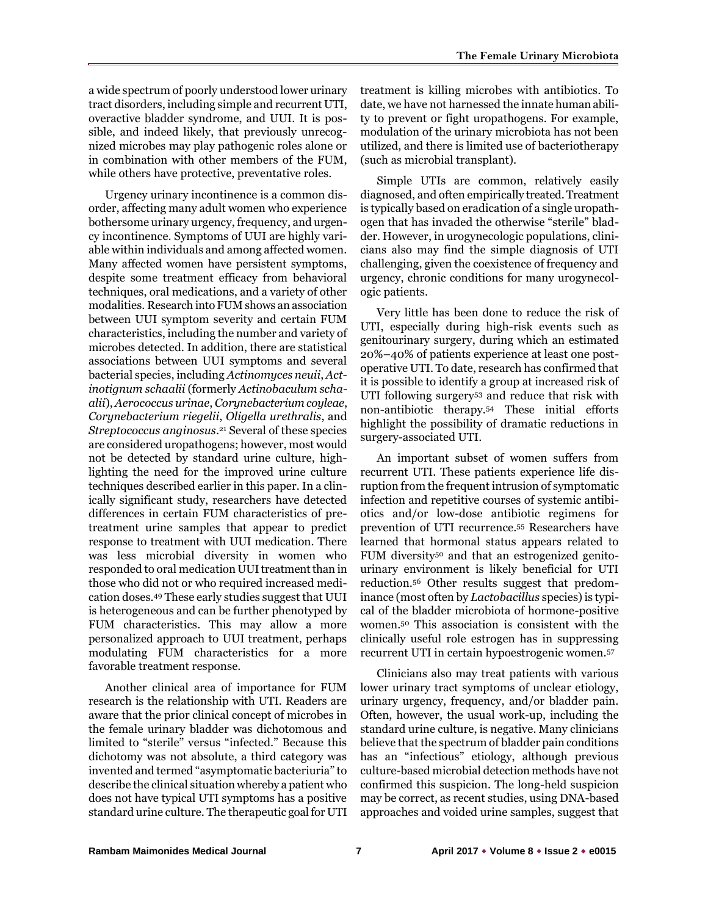a wide spectrum of poorly understood lower urinary tract disorders, including simple and recurrent UTI, overactive bladder syndrome, and UUI. It is possible, and indeed likely, that previously unrecognized microbes may play pathogenic roles alone or in combination with other members of the FUM, while others have protective, preventative roles.

Urgency urinary incontinence is a common disorder, affecting many adult women who experience bothersome urinary urgency, frequency, and urgency incontinence. Symptoms of UUI are highly variable within individuals and among affected women. Many affected women have persistent symptoms, despite some treatment efficacy from behavioral techniques, oral medications, and a variety of other modalities. Research into FUM shows an association between UUI symptom severity and certain FUM characteristics, including the number and variety of microbes detected. In addition, there are statistical associations between UUI symptoms and several bacterial species, including *Actinomyces neuii*, *Actinotignum schaalii* (formerly *Actinobaculum schaalii*), *Aerococcus urinae*, *Corynebacterium coyleae*, *Corynebacterium riegelii*, *Oligella urethralis*, and *Streptococcus anginosus*.[21] Several of these species are considered uropathogens; however, most would not be detected by standard urine culture, highlighting the need for the improved urine culture techniques described earlier in this paper. In a clinically significant study, researchers have detected differences in certain FUM characteristics of pre-treatment urine samples that appear to predict response to treatment with UUI medication. There was less microbial diversity in women who responded to oral medication UUI treatment than in those who did not or who required increased medication doses.[49] These early studies suggest that UUI is heterogeneous and can be further phenotyped by FUM characteristics. This may allow a more personalized approach to UUI treatment, perhaps modulating FUM characteristics for a more favorable treatment response.

Another clinical area of importance for FUM research is the relationship with UTI. Readers are aware that the prior clinical concept of microbes in the female urinary bladder was dichotomous and limited to "sterile" versus "infected." Because this dichotomy was not absolute, a third category was invented and termed "asymptomatic bacteriuria" to describe the clinical situation whereby a patient who does not have typical UTI symptoms has a positive standard urine culture. The therapeutic goal for UTI treatment is killing microbes with antibiotics. To date, we have not harnessed the innate human ability to prevent or fight uropathogens. For example, modulation of the urinary microbiota has not been utilized, and there is limited use of bacteriotherapy (such as microbial transplant).

Simple UTIs are common, relatively easily diagnosed, and often empirically treated. Treatment is typically based on eradication of a single uropathogen that has invaded the otherwise "sterile" bladder. However, in urogynecologic populations, clinicians also may find the simple diagnosis of UTI challenging, given the coexistence of frequency and urgency, chronic conditions for many urogynecologic patients.

Very little has been done to reduce the risk of UTI, especially during high-risk events such as genitourinary surgery, during which an estimated 20%–40% of patients experience at least one postoperative UTI. To date, research has confirmed that it is possible to identify a group at increased risk of UTI following surgery[53] and reduce that risk with non-antibiotic therapy.[54] These initial efforts highlight the possibility of dramatic reductions in surgery-associated UTI.

An important subset of women suffers from recurrent UTI. These patients experience life disruption from the frequent intrusion of symptomatic infection and repetitive courses of systemic antibiotics and/or low-dose antibiotic regimens for prevention of UTI recurrence.[55] Researchers have learned that hormonal status appears related to FUM diversity[50] and that an estrogenized genitourinary environment is likely beneficial for UTI reduction.[56] Other results suggest that predominance (most often by *Lactobacillus* species) is typical of the bladder microbiota of hormone-positive women.[50] This association is consistent with the clinically useful role estrogen has in suppressing recurrent UTI in certain hypoestrogenic women.[57]

Clinicians also may treat patients with various lower urinary tract symptoms of unclear etiology, urinary urgency, frequency, and/or bladder pain. Often, however, the usual work-up, including the standard urine culture, is negative. Many clinicians believe that the spectrum of bladder pain conditions has an "infectious" etiology, although previous culture-based microbial detection methods have not confirmed this suspicion. The long-held suspicion may be correct, as recent studies, using DNA-based approaches and voided urine samples, suggest that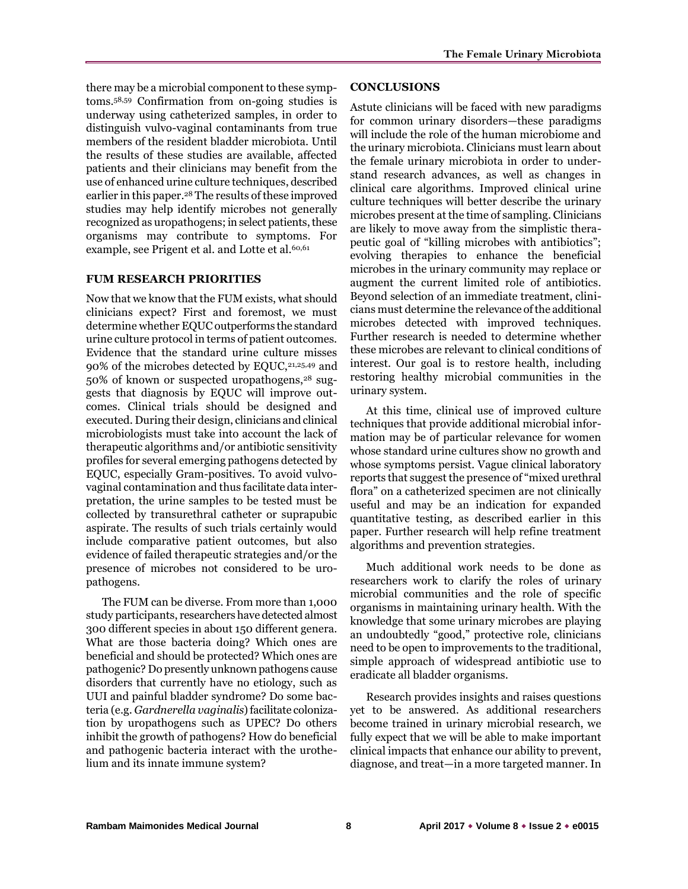there may be a microbial component to these symptoms.[58,59] Confirmation from on-going studies is underway using catheterized samples, in order to distinguish vulvo-vaginal contaminants from true members of the resident bladder microbiota. Until the results of these studies are available, affected patients and their clinicians may benefit from the use of enhanced urine culture techniques, described earlier in this paper.[28] The results of these improved studies may help identify microbes not generally recognized as uropathogens; in select patients, these organisms may contribute to symptoms. For example, see Prigent et al. and Lotte et al.[60,61]

## FUM RESEARCH PRIORITIES

Now that we know that the FUM exists, what should clinicians expect? First and foremost, we must determine whether EQUC outperforms the standard urine culture protocol in terms of patient outcomes. Evidence that the standard urine culture misses 90% of the microbes detected by EQUC,[21,25,49] and 50% of known or suspected uropathogens,[28] suggests that diagnosis by EQUC will improve outcomes. Clinical trials should be designed and executed. During their design, clinicians and clinical microbiologists must take into account the lack of therapeutic algorithms and/or antibiotic sensitivity profiles for several emerging pathogens detected by EQUC, especially Gram-positives. To avoid vulvo-vaginal contamination and thus facilitate data interpretation, the urine samples to be tested must be collected by transurethral catheter or suprapubic aspirate. The results of such trials certainly would include comparative patient outcomes, but also evidence of failed therapeutic strategies and/or the presence of microbes not considered to be uropathogens.

The FUM can be diverse. From more than 1,000 study participants, researchers have detected almost 300 different species in about 150 different genera. What are those bacteria doing? Which ones are beneficial and should be protected? Which ones are pathogenic? Do presently unknown pathogens cause disorders that currently have no etiology, such as UUI and painful bladder syndrome? Do some bacteria (e.g. *Gardnerella vaginalis*) facilitate colonization by uropathogens such as UPEC? Do others inhibit the growth of pathogens? How do beneficial and pathogenic bacteria interact with the urothelium and its innate immune system?

## CONCLUSIONS

Astute clinicians will be faced with new paradigms for common urinary disorders—these paradigms will include the role of the human microbiome and the urinary microbiota. Clinicians must learn about the female urinary microbiota in order to understand research advances, as well as changes in clinical care algorithms. Improved clinical urine culture techniques will better describe the urinary microbes present at the time of sampling. Clinicians are likely to move away from the simplistic therapeutic goal of "killing microbes with antibiotics"; evolving therapies to enhance the beneficial microbes in the urinary community may replace or augment the current limited role of antibiotics. Beyond selection of an immediate treatment, clinicians must determine the relevance of the additional microbes detected with improved techniques. Further research is needed to determine whether these microbes are relevant to clinical conditions of interest. Our goal is to restore health, including restoring healthy microbial communities in the urinary system.

At this time, clinical use of improved culture techniques that provide additional microbial information may be of particular relevance for women whose standard urine cultures show no growth and whose symptoms persist. Vague clinical laboratory reports that suggest the presence of "mixed urethral flora" on a catheterized specimen are not clinically useful and may be an indication for expanded quantitative testing, as described earlier in this paper. Further research will help refine treatment algorithms and prevention strategies.

Much additional work needs to be done as researchers work to clarify the roles of urinary microbial communities and the role of specific organisms in maintaining urinary health. With the knowledge that some urinary microbes are playing an undoubtedly "good," protective role, clinicians need to be open to improvements to the traditional, simple approach of widespread antibiotic use to eradicate all bladder organisms.

Research provides insights and raises questions yet to be answered. As additional researchers become trained in urinary microbial research, we fully expect that we will be able to make important clinical impacts that enhance our ability to prevent, diagnose, and treat—in a more targeted manner. In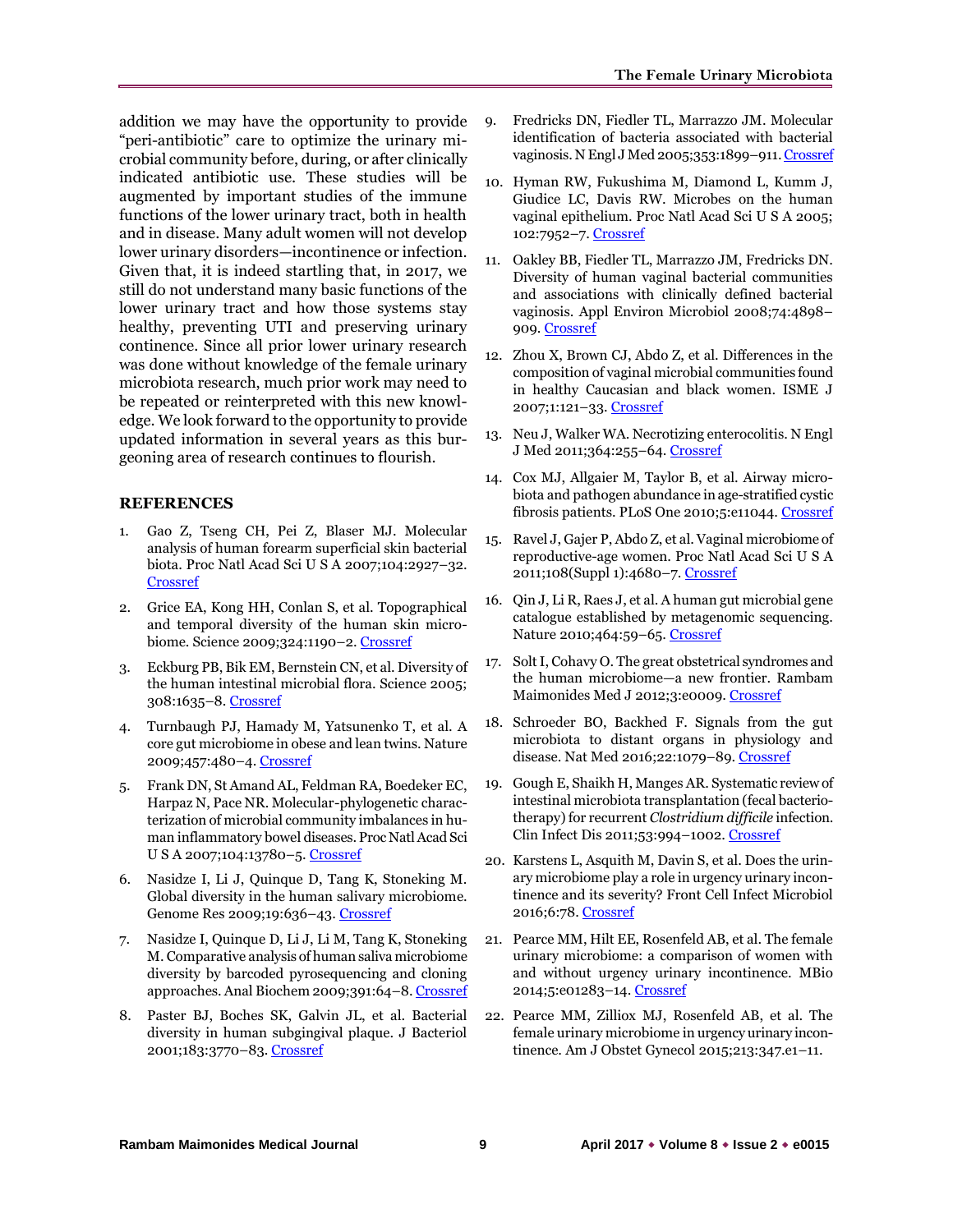addition we may have the opportunity to provide "peri-antibiotic" care to optimize the urinary microbial community before, during, or after clinically indicated antibiotic use. These studies will be augmented by important studies of the immune functions of the lower urinary tract, both in health and in disease. Many adult women will not develop lower urinary disorders—incontinence or infection. Given that, it is indeed startling that, in 2017, we still do not understand many basic functions of the lower urinary tract and how those systems stay healthy, preventing UTI and preserving urinary continence. Since all prior lower urinary research was done without knowledge of the female urinary microbiota research, much prior work may need to be repeated or reinterpreted with this new knowledge. We look forward to the opportunity to provide updated information in several years as this burgeoning area of research continues to flourish.

## REFERENCES

1. Gao Z, Tseng CH, Pei Z, Blaser MJ. Molecular analysis of human forearm superficial skin bacterial biota. Proc Natl Acad Sci U S A 2007;104:2927–32. Crossref
2. Grice EA, Kong HH, Conlan S, et al. Topographical and temporal diversity of the human skin microbiome. Science 2009;324:1190–2. Crossref
3. Eckburg PB, Bik EM, Bernstein CN, et al. Diversity of the human intestinal microbial flora. Science 2005; 308:1635–8. Crossref
4. Turnbaugh PJ, Hamady M, Yatsunenko T, et al. A core gut microbiome in obese and lean twins. Nature 2009;457:480–4. Crossref
5. Frank DN, St Amand AL, Feldman RA, Boedeker EC, Harpaz N, Pace NR. Molecular-phylogenetic characterization of microbial community imbalances in human inflammatory bowel diseases. Proc Natl Acad Sci U S A 2007;104:13780–5. Crossref
6. Nasidze I, Li J, Quinque D, Tang K, Stoneking M. Global diversity in the human salivary microbiome. Genome Res 2009;19:636–43. Crossref
7. Nasidze I, Quinque D, Li J, Li M, Tang K, Stoneking M. Comparative analysis of human saliva microbiome diversity by barcoded pyrosequencing and cloning approaches. Anal Biochem 2009;391:64–8. Crossref
8. Paster BJ, Boches SK, Galvin JL, et al. Bacterial diversity in human subgingival plaque. J Bacteriol 2001;183:3770–83. Crossref
9. Fredricks DN, Fiedler TL, Marrazzo JM. Molecular identification of bacteria associated with bacterial vaginosis. N Engl J Med 2005;353:1899–911. Crossref
10. Hyman RW, Fukushima M, Diamond L, Kumm J, Giudice LC, Davis RW. Microbes on the human vaginal epithelium. Proc Natl Acad Sci U S A 2005; 102:7952–7. Crossref
11. Oakley BB, Fiedler TL, Marrazzo JM, Fredricks DN. Diversity of human vaginal bacterial communities and associations with clinically defined bacterial vaginosis. Appl Environ Microbiol 2008;74:4898–909. Crossref
12. Zhou X, Brown CJ, Abdo Z, et al. Differences in the composition of vaginal microbial communities found in healthy Caucasian and black women. ISME J 2007;1:121–33. Crossref
13. Neu J, Walker WA. Necrotizing enterocolitis. N Engl J Med 2011;364:255–64. Crossref
14. Cox MJ, Allgaier M, Taylor B, et al. Airway microbiota and pathogen abundance in age-stratified cystic fibrosis patients. PLoS One 2010;5:e11044. Crossref
15. Ravel J, Gajer P, Abdo Z, et al. Vaginal microbiome of reproductive-age women. Proc Natl Acad Sci U S A 2011;108(Suppl 1):4680–7. Crossref
16. Qin J, Li R, Raes J, et al. A human gut microbial gene catalogue established by metagenomic sequencing. Nature 2010;464:59–65. Crossref
17. Solt I, Cohavy O. The great obstetrical syndromes and the human microbiome—a new frontier. Rambam Maimonides Med J 2012;3:e0009. Crossref
18. Schroeder BO, Backhed F. Signals from the gut microbiota to distant organs in physiology and disease. Nat Med 2016;22:1079–89. Crossref
19. Gough E, Shaikh H, Manges AR. Systematic review of intestinal microbiota transplantation (fecal bacteriotherapy) for recurrent *Clostridium difficile* infection. Clin Infect Dis 2011;53:994–1002. Crossref
20. Karstens L, Asquith M, Davin S, et al. Does the urinary microbiome play a role in urgency urinary incontinence and its severity? Front Cell Infect Microbiol 2016;6:78. Crossref
21. Pearce MM, Hilt EE, Rosenfeld AB, et al. The female urinary microbiome: a comparison of women with and without urgency urinary incontinence. MBio 2014;5:e01283–14. Crossref
22. Pearce MM, Zilliox MJ, Rosenfeld AB, et al. The female urinary microbiome in urgency urinary incontinence. Am J Obstet Gynecol 2015;213:347.e1–11.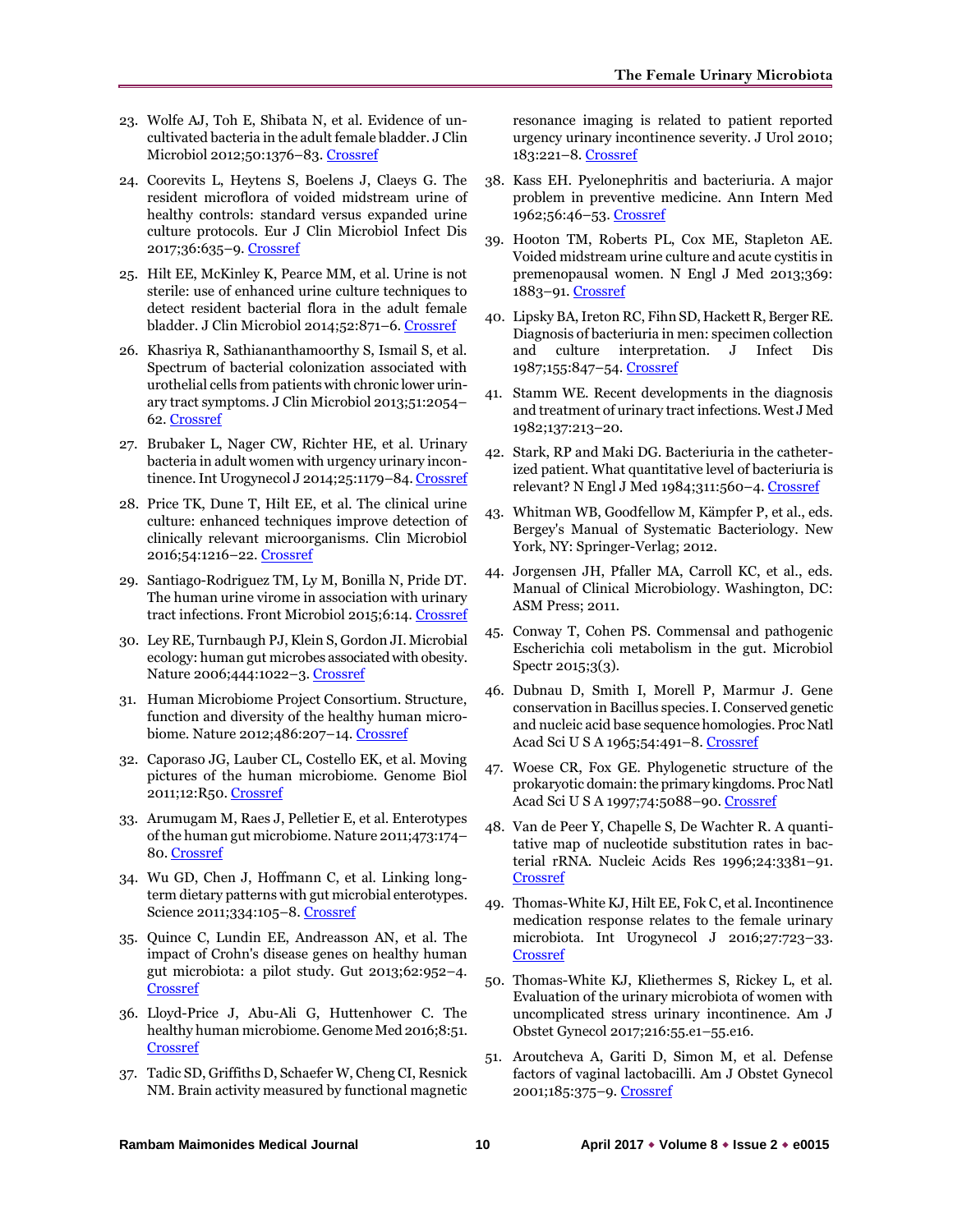23. Wolfe AJ, Toh E, Shibata N, et al. Evidence of uncultivated bacteria in the adult female bladder. J Clin Microbiol 2012;50:1376–83. Crossref

24. Coorevits L, Heytens S, Boelens J, Claeys G. The resident microflora of voided midstream urine of healthy controls: standard versus expanded urine culture protocols. Eur J Clin Microbiol Infect Dis 2017;36:635–9. Crossref

25. Hilt EE, McKinley K, Pearce MM, et al. Urine is not sterile: use of enhanced urine culture techniques to detect resident bacterial flora in the adult female bladder. J Clin Microbiol 2014;52:871–6. Crossref

26. Khasriya R, Sathiananthamoorthy S, Ismail S, et al. Spectrum of bacterial colonization associated with urothelial cells from patients with chronic lower urinary tract symptoms. J Clin Microbiol 2013;51:2054–62. Crossref

27. Brubaker L, Nager CW, Richter HE, et al. Urinary bacteria in adult women with urgency urinary incontinence. Int Urogynecol J 2014;25:1179–84. Crossref

28. Price TK, Dune T, Hilt EE, et al. The clinical urine culture: enhanced techniques improve detection of clinically relevant microorganisms. Clin Microbiol 2016;54:1216–22. Crossref

29. Santiago-Rodriguez TM, Ly M, Bonilla N, Pride DT. The human urine virome in association with urinary tract infections. Front Microbiol 2015;6:14. Crossref

30. Ley RE, Turnbaugh PJ, Klein S, Gordon JI. Microbial ecology: human gut microbes associated with obesity. Nature 2006;444:1022–3. Crossref

31. Human Microbiome Project Consortium. Structure, function and diversity of the healthy human microbiome. Nature 2012;486:207–14. Crossref

32. Caporaso JG, Lauber CL, Costello EK, et al. Moving pictures of the human microbiome. Genome Biol 2011;12:R50. Crossref

33. Arumugam M, Raes J, Pelletier E, et al. Enterotypes of the human gut microbiome. Nature 2011;473:174–80. Crossref

34. Wu GD, Chen J, Hoffmann C, et al. Linking long-term dietary patterns with gut microbial enterotypes. Science 2011;334:105–8. Crossref

35. Quince C, Lundin EE, Andreasson AN, et al. The impact of Crohn's disease genes on healthy human gut microbiota: a pilot study. Gut 2013;62:952–4. Crossref

36. Lloyd-Price J, Abu-Ali G, Huttenhower C. The healthy human microbiome. Genome Med 2016;8:51. Crossref

37. Tadic SD, Griffiths D, Schaefer W, Cheng CI, Resnick NM. Brain activity measured by functional magnetic resonance imaging is related to patient reported urgency urinary incontinence severity. J Urol 2010; 183:221–8. Crossref

38. Kass EH. Pyelonephritis and bacteriuria. A major problem in preventive medicine. Ann Intern Med 1962;56:46–53. Crossref

39. Hooton TM, Roberts PL, Cox ME, Stapleton AE. Voided midstream urine culture and acute cystitis in premenopausal women. N Engl J Med 2013;369: 1883–91. Crossref

40. Lipsky BA, Ireton RC, Fihn SD, Hackett R, Berger RE. Diagnosis of bacteriuria in men: specimen collection and culture interpretation. J Infect Dis 1987;155:847–54. Crossref

41. Stamm WE. Recent developments in the diagnosis and treatment of urinary tract infections. West J Med 1982;137:213–20.

42. Stark, RP and Maki DG. Bacteriuria in the catheterized patient. What quantitative level of bacteriuria is relevant? N Engl J Med 1984;311:560–4. Crossref

43. Whitman WB, Goodfellow M, Kämpfer P, et al., eds. Bergey's Manual of Systematic Bacteriology. New York, NY: Springer-Verlag; 2012.

44. Jorgensen JH, Pfaller MA, Carroll KC, et al., eds. Manual of Clinical Microbiology. Washington, DC: ASM Press; 2011.

45. Conway T, Cohen PS. Commensal and pathogenic Escherichia coli metabolism in the gut. Microbiol Spectr 2015;3(3).

46. Dubnau D, Smith I, Morell P, Marmur J. Gene conservation in Bacillus species. I. Conserved genetic and nucleic acid base sequence homologies. Proc Natl Acad Sci U S A 1965;54:491–8. Crossref

47. Woese CR, Fox GE. Phylogenetic structure of the prokaryotic domain: the primary kingdoms. Proc Natl Acad Sci U S A 1997;74:5088–90. Crossref

48. Van de Peer Y, Chapelle S, De Wachter R. A quantitative map of nucleotide substitution rates in bacterial rRNA. Nucleic Acids Res 1996;24:3381–91. Crossref

49. Thomas-White KJ, Hilt EE, Fok C, et al. Incontinence medication response relates to the female urinary microbiota. Int Urogynecol J 2016;27:723–33. Crossref

50. Thomas-White KJ, Kliethermes S, Rickey L, et al. Evaluation of the urinary microbiota of women with uncomplicated stress urinary incontinence. Am J Obstet Gynecol 2017;216:55.e1–55.e16.

51. Aroutcheva A, Gariti D, Simon M, et al. Defense factors of vaginal lactobacilli. Am J Obstet Gynecol 2001;185:375–9. Crossref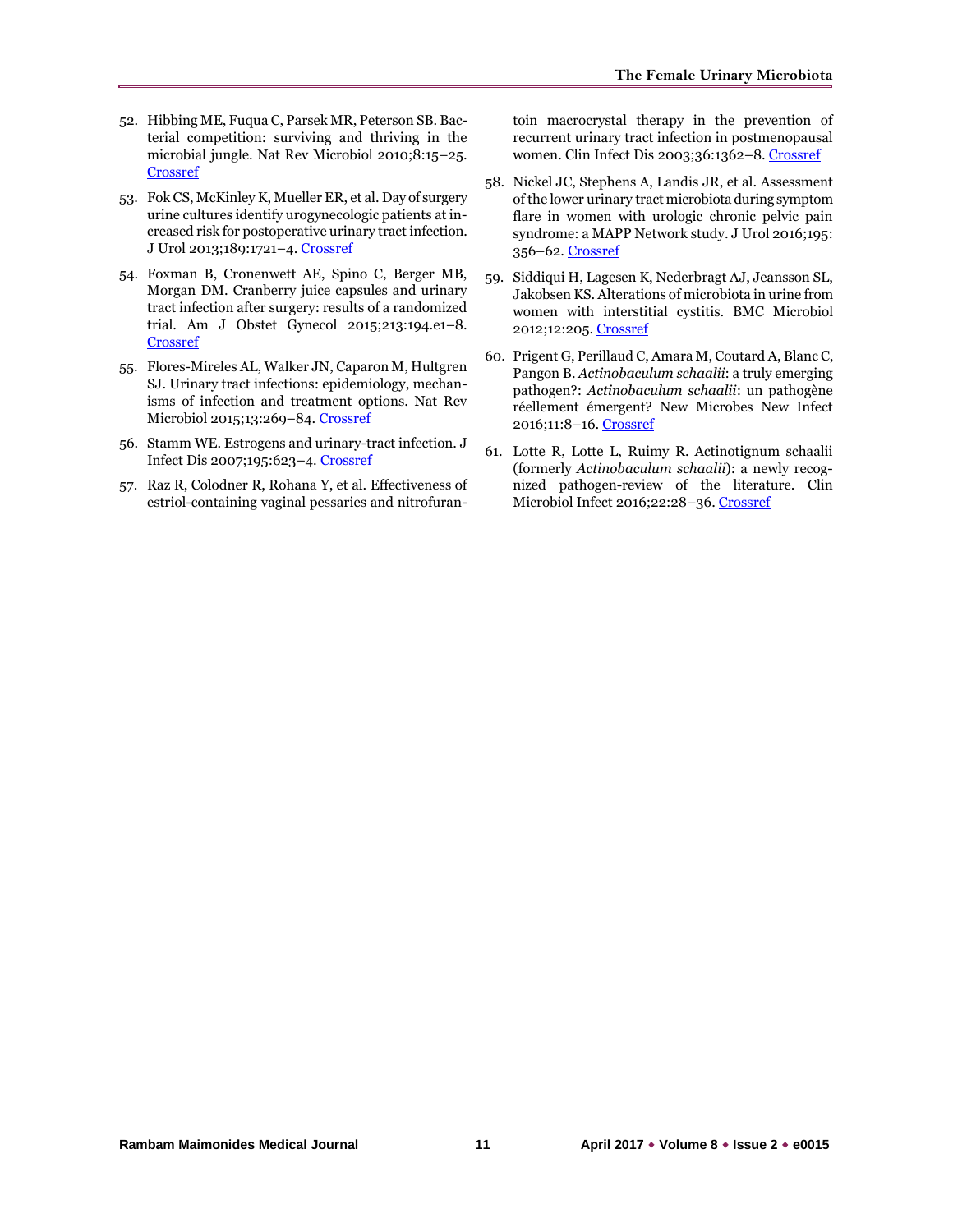52. Hibbing ME, Fuqua C, Parsek MR, Peterson SB. Bacterial competition: surviving and thriving in the microbial jungle. Nat Rev Microbiol 2010;8:15–25. [Crossref]

53. Fok CS, McKinley K, Mueller ER, et al. Day of surgery urine cultures identify urogynecologic patients at increased risk for postoperative urinary tract infection. J Urol 2013;189:1721–4. [Crossref]

54. Foxman B, Cronenwett AE, Spino C, Berger MB, Morgan DM. Cranberry juice capsules and urinary tract infection after surgery: results of a randomized trial. Am J Obstet Gynecol 2015;213:194.e1–8. [Crossref]

55. Flores-Mireles AL, Walker JN, Caparon M, Hultgren SJ. Urinary tract infections: epidemiology, mechanisms of infection and treatment options. Nat Rev Microbiol 2015;13:269–84. [Crossref]

56. Stamm WE. Estrogens and urinary-tract infection. J Infect Dis 2007;195:623–4. [Crossref]

57. Raz R, Colodner R, Rohana Y, et al. Effectiveness of estriol-containing vaginal pessaries and nitrofurantoin macrocrystal therapy in the prevention of recurrent urinary tract infection in postmenopausal women. Clin Infect Dis 2003;36:1362–8. [Crossref]

58. Nickel JC, Stephens A, Landis JR, et al. Assessment of the lower urinary tract microbiota during symptom flare in women with urologic chronic pelvic pain syndrome: a MAPP Network study. J Urol 2016;195: 356–62. [Crossref]

59. Siddiqui H, Lagesen K, Nederbragt AJ, Jeansson SL, Jakobsen KS. Alterations of microbiota in urine from women with interstitial cystitis. BMC Microbiol 2012;12:205. [Crossref]

60. Prigent G, Perillaud C, Amara M, Coutard A, Blanc C, Pangon B. *Actinobaculum schaalii*: a truly emerging pathogen?: *Actinobaculum schaalii*: un pathogène réellement émergent? New Microbes New Infect 2016;11:8–16. [Crossref]

61. Lotte R, Lotte L, Ruimy R. Actinotignum schaalii (formerly *Actinobaculum schaalii*): a newly recognized pathogen-review of the literature. Clin Microbiol Infect 2016;22:28–36. [Crossref]